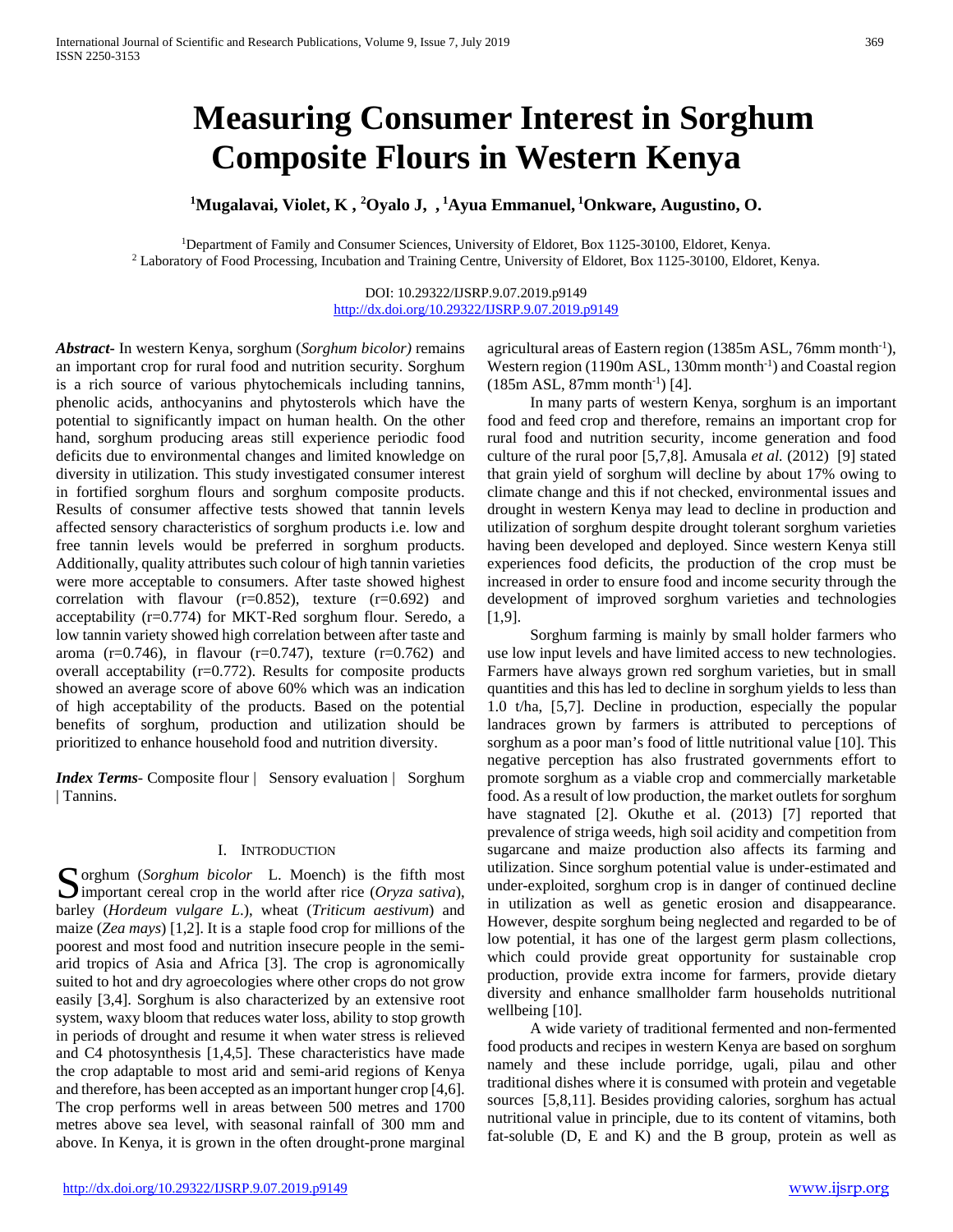# Measuring Consumer Interest in Sorghum Composite Flours in Western Kenya

**[1]Mugalavai, Violet, K , [2]Oyalo J, , [1]Ayua Emmanuel, [1]Onkware, Augustino, O.**

[1]Department of Family and Consumer Sciences, University of Eldoret, Box 1125-30100, Eldoret, Kenya.
[2] Laboratory of Food Processing, Incubation and Training Centre, University of Eldoret, Box 1125-30100, Eldoret, Kenya.

DOI: 10.29322/IJSRP.9.07.2019.p9149
http://dx.doi.org/10.29322/IJSRP.9.07.2019.p9149

***Abstract*-** In western Kenya, sorghum (*Sorghum bicolor)* remains an important crop for rural food and nutrition security. Sorghum is a rich source of various phytochemicals including tannins, phenolic acids, anthocyanins and phytosterols which have the potential to significantly impact on human health. On the other hand, sorghum producing areas still experience periodic food deficits due to environmental changes and limited knowledge on diversity in utilization. This study investigated consumer interest in fortified sorghum flours and sorghum composite products. Results of consumer affective tests showed that tannin levels affected sensory characteristics of sorghum products i.e. low and free tannin levels would be preferred in sorghum products. Additionally, quality attributes such colour of high tannin varieties were more acceptable to consumers. After taste showed highest correlation with flavour (r=0.852), texture (r=0.692) and acceptability (r=0.774) for MKT-Red sorghum flour. Seredo, a low tannin variety showed high correlation between after taste and aroma (r=0.746), in flavour (r=0.747), texture (r=0.762) and overall acceptability (r=0.772). Results for composite products showed an average score of above 60% which was an indication of high acceptability of the products. Based on the potential benefits of sorghum, production and utilization should be prioritized to enhance household food and nutrition diversity.

***Index Terms*-** Composite flour | Sensory evaluation | Sorghum | Tannins.

## I. Introduction

Sorghum (*Sorghum bicolor* L. Moench) is the fifth most important cereal crop in the world after rice (*Oryza sativa*), barley (*Hordeum vulgare L.*), wheat (*Triticum aestivum*) and maize (*Zea mays*) [1,2]. It is a staple food crop for millions of the poorest and most food and nutrition insecure people in the semi-arid tropics of Asia and Africa [3]. The crop is agronomically suited to hot and dry agroecologies where other crops do not grow easily [3,4]. Sorghum is also characterized by an extensive root system, waxy bloom that reduces water loss, ability to stop growth in periods of drought and resume it when water stress is relieved and C4 photosynthesis [1,4,5]. These characteristics have made the crop adaptable to most arid and semi-arid regions of Kenya and therefore, has been accepted as an important hunger crop [4,6]. The crop performs well in areas between 500 metres and 1700 metres above sea level, with seasonal rainfall of 300 mm and above. In Kenya, it is grown in the often drought-prone marginal agricultural areas of Eastern region (1385m ASL, 76mm month$^{-1}$), Western region (1190m ASL, 130mm month$^{-1}$) and Coastal region (185m ASL, 87mm month$^{-1}$) [4].

In many parts of western Kenya, sorghum is an important food and feed crop and therefore, remains an important crop for rural food and nutrition security, income generation and food culture of the rural poor [5,7,8]. Amusala *et al.* (2012) [9] stated that grain yield of sorghum will decline by about 17% owing to climate change and this if not checked, environmental issues and drought in western Kenya may lead to decline in production and utilization of sorghum despite drought tolerant sorghum varieties having been developed and deployed. Since western Kenya still experiences food deficits, the production of the crop must be increased in order to ensure food and income security through the development of improved sorghum varieties and technologies [1,9].

Sorghum farming is mainly by small holder farmers who use low input levels and have limited access to new technologies. Farmers have always grown red sorghum varieties, but in small quantities and this has led to decline in sorghum yields to less than 1.0 t/ha, [5,7]. Decline in production, especially the popular landraces grown by farmers is attributed to perceptions of sorghum as a poor man's food of little nutritional value [10]. This negative perception has also frustrated governments effort to promote sorghum as a viable crop and commercially marketable food. As a result of low production, the market outlets for sorghum have stagnated [2]. Okuthe et al. (2013) [7] reported that prevalence of striga weeds, high soil acidity and competition from sugarcane and maize production also affects its farming and utilization. Since sorghum potential value is under-estimated and under-exploited, sorghum crop is in danger of continued decline in utilization as well as genetic erosion and disappearance. However, despite sorghum being neglected and regarded to be of low potential, it has one of the largest germ plasm collections, which could provide great opportunity for sustainable crop production, provide extra income for farmers, provide dietary diversity and enhance smallholder farm households nutritional wellbeing [10].

A wide variety of traditional fermented and non-fermented food products and recipes in western Kenya are based on sorghum namely and these include porridge, ugali, pilau and other traditional dishes where it is consumed with protein and vegetable sources [5,8,11]. Besides providing calories, sorghum has actual nutritional value in principle, due to its content of vitamins, both fat-soluble (D, E and K) and the B group, protein as well as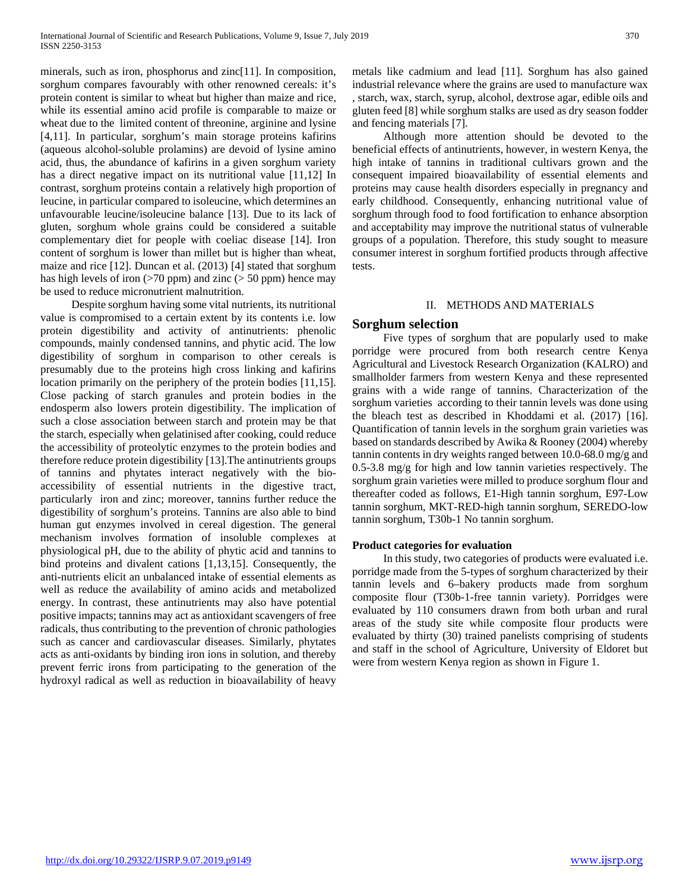minerals, such as iron, phosphorus and zinc[11]. In composition, sorghum compares favourably with other renowned cereals: it's protein content is similar to wheat but higher than maize and rice, while its essential amino acid profile is comparable to maize or wheat due to the limited content of threonine, arginine and lysine [4,11]. In particular, sorghum's main storage proteins kafirins (aqueous alcohol-soluble prolamins) are devoid of lysine amino acid, thus, the abundance of kafirins in a given sorghum variety has a direct negative impact on its nutritional value [11,12] In contrast, sorghum proteins contain a relatively high proportion of leucine, in particular compared to isoleucine, which determines an unfavourable leucine/isoleucine balance [13]. Due to its lack of gluten, sorghum whole grains could be considered a suitable complementary diet for people with coeliac disease [14]. Iron content of sorghum is lower than millet but is higher than wheat, maize and rice [12]. Duncan et al. (2013) [4] stated that sorghum has high levels of iron (>70 ppm) and zinc (> 50 ppm) hence may be used to reduce micronutrient malnutrition.

Despite sorghum having some vital nutrients, its nutritional value is compromised to a certain extent by its contents i.e. low protein digestibility and activity of antinutrients: phenolic compounds, mainly condensed tannins, and phytic acid. The low digestibility of sorghum in comparison to other cereals is presumably due to the proteins high cross linking and kafirins location primarily on the periphery of the protein bodies [11,15]. Close packing of starch granules and protein bodies in the endosperm also lowers protein digestibility. The implication of such a close association between starch and protein may be that the starch, especially when gelatinised after cooking, could reduce the accessibility of proteolytic enzymes to the protein bodies and therefore reduce protein digestibility [13].The antinutrients groups of tannins and phytates interact negatively with the bio-accessibility of essential nutrients in the digestive tract, particularly iron and zinc; moreover, tannins further reduce the digestibility of sorghum's proteins. Tannins are also able to bind human gut enzymes involved in cereal digestion. The general mechanism involves formation of insoluble complexes at physiological pH, due to the ability of phytic acid and tannins to bind proteins and divalent cations [1,13,15]. Consequently, the anti-nutrients elicit an unbalanced intake of essential elements as well as reduce the availability of amino acids and metabolized energy. In contrast, these antinutrients may also have potential positive impacts; tannins may act as antioxidant scavengers of free radicals, thus contributing to the prevention of chronic pathologies such as cancer and cardiovascular diseases. Similarly, phytates acts as anti-oxidants by binding iron ions in solution, and thereby prevent ferric irons from participating to the generation of the hydroxyl radical as well as reduction in bioavailability of heavy metals like cadmium and lead [11]. Sorghum has also gained industrial relevance where the grains are used to manufacture wax , starch, wax, starch, syrup, alcohol, dextrose agar, edible oils and gluten feed [8] while sorghum stalks are used as dry season fodder and fencing materials [7].

Although more attention should be devoted to the beneficial effects of antinutrients, however, in western Kenya, the high intake of tannins in traditional cultivars grown and the consequent impaired bioavailability of essential elements and proteins may cause health disorders especially in pregnancy and early childhood. Consequently, enhancing nutritional value of sorghum through food to food fortification to enhance absorption and acceptability may improve the nutritional status of vulnerable groups of a population. Therefore, this study sought to measure consumer interest in sorghum fortified products through affective tests.

## II. METHODS AND MATERIALS

### Sorghum selection

Five types of sorghum that are popularly used to make porridge were procured from both research centre Kenya Agricultural and Livestock Research Organization (KALRO) and smallholder farmers from western Kenya and these represented grains with a wide range of tannins. Characterization of the sorghum varieties according to their tannin levels was done using the bleach test as described in Khoddami et al. (2017) [16]. Quantification of tannin levels in the sorghum grain varieties was based on standards described by Awika & Rooney (2004) whereby tannin contents in dry weights ranged between 10.0-68.0 mg/g and 0.5-3.8 mg/g for high and low tannin varieties respectively. The sorghum grain varieties were milled to produce sorghum flour and thereafter coded as follows, E1-High tannin sorghum, E97-Low tannin sorghum, MKT-RED-high tannin sorghum, SEREDO-low tannin sorghum, T30b-1 No tannin sorghum.

**Product categories for evaluation**

In this study, two categories of products were evaluated i.e. porridge made from the 5-types of sorghum characterized by their tannin levels and 6–bakery products made from sorghum composite flour (T30b-1-free tannin variety). Porridges were evaluated by 110 consumers drawn from both urban and rural areas of the study site while composite flour products were evaluated by thirty (30) trained panelists comprising of students and staff in the school of Agriculture, University of Eldoret but were from western Kenya region as shown in Figure 1.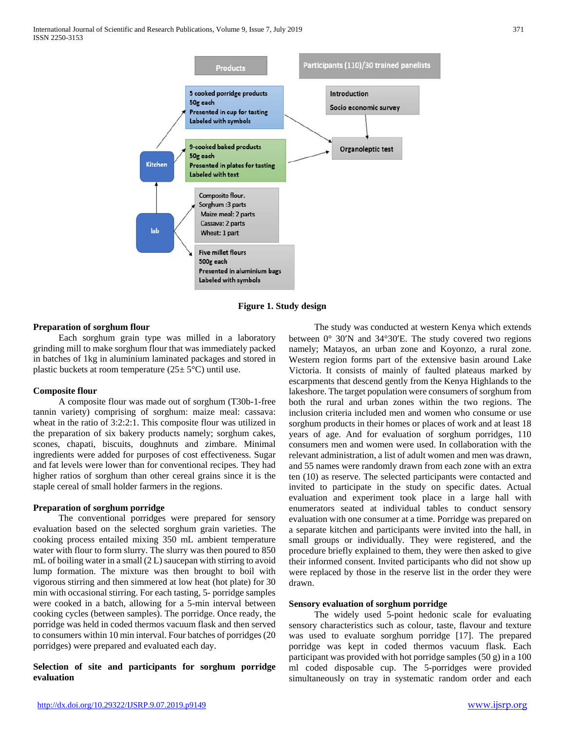Products

Participants (110)/30 trained panelists

5 cooked porridge products
50g each
Presented in cup for tasting
Labeled with symbols

Introduction
Socio economic survey

9-cooked baked products
50g each
Presented in plates for tasting
Labeled with text

Organoleptic test

Kitchen

lab

Composite flour.
Sorghum :3 parts
Maize meal: 2 parts
Cassava: 2 parts
Wheat: 1 part

Five millet flours
500g each
Presented in aluminium bags
Labeled with symbols

**Figure 1. Study design**

### Preparation of sorghum flour

Each sorghum grain type was milled in a laboratory grinding mill to make sorghum flour that was immediately packed in batches of 1kg in aluminium laminated packages and stored in plastic buckets at room temperature (25± 5°C) until use.

### Composite flour

A composite flour was made out of sorghum (T30b-1-free tannin variety) comprising of sorghum: maize meal: cassava: wheat in the ratio of 3:2:2:1. This composite flour was utilized in the preparation of six bakery products namely; sorghum cakes, scones, chapati, biscuits, doughnuts and zimbare. Minimal ingredients were added for purposes of cost effectiveness. Sugar and fat levels were lower than for conventional recipes. They had higher ratios of sorghum than other cereal grains since it is the staple cereal of small holder farmers in the regions.

### Preparation of sorghum porridge

The conventional porridges were prepared for sensory evaluation based on the selected sorghum grain varieties. The cooking process entailed mixing 350 mL ambient temperature water with flour to form slurry. The slurry was then poured to 850 mL of boiling water in a small (2 L) saucepan with stirring to avoid lump formation. The mixture was then brought to boil with vigorous stirring and then simmered at low heat (hot plate) for 30 min with occasional stirring. For each tasting, 5- porridge samples were cooked in a batch, allowing for a 5-min interval between cooking cycles (between samples). The porridge. Once ready, the porridge was held in coded thermos vacuum flask and then served to consumers within 10 min interval. Four batches of porridges (20 porridges) were prepared and evaluated each day.

### Selection of site and participants for sorghum porridge evaluation

The study was conducted at western Kenya which extends between 0° 30′N and 34°30′E. The study covered two regions namely; Matayos, an urban zone and Koyonzo, a rural zone. Western region forms part of the extensive basin around Lake Victoria. It consists of mainly of faulted plateaus marked by escarpments that descend gently from the Kenya Highlands to the lakeshore. The target population were consumers of sorghum from both the rural and urban zones within the two regions. The inclusion criteria included men and women who consume or use sorghum products in their homes or places of work and at least 18 years of age. And for evaluation of sorghum porridges, 110 consumers men and women were used. In collaboration with the relevant administration, a list of adult women and men was drawn, and 55 names were randomly drawn from each zone with an extra ten (10) as reserve. The selected participants were contacted and invited to participate in the study on specific dates. Actual evaluation and experiment took place in a large hall with enumerators seated at individual tables to conduct sensory evaluation with one consumer at a time. Porridge was prepared on a separate kitchen and participants were invited into the hall, in small groups or individually. They were registered, and the procedure briefly explained to them, they were then asked to give their informed consent. Invited participants who did not show up were replaced by those in the reserve list in the order they were drawn.

### Sensory evaluation of sorghum porridge

The widely used 5-point hedonic scale for evaluating sensory characteristics such as colour, taste, flavour and texture was used to evaluate sorghum porridge [17]. The prepared porridge was kept in coded thermos vacuum flask. Each participant was provided with hot porridge samples (50 g) in a 100 ml coded disposable cup. The 5-porridges were provided simultaneously on tray in systematic random order and each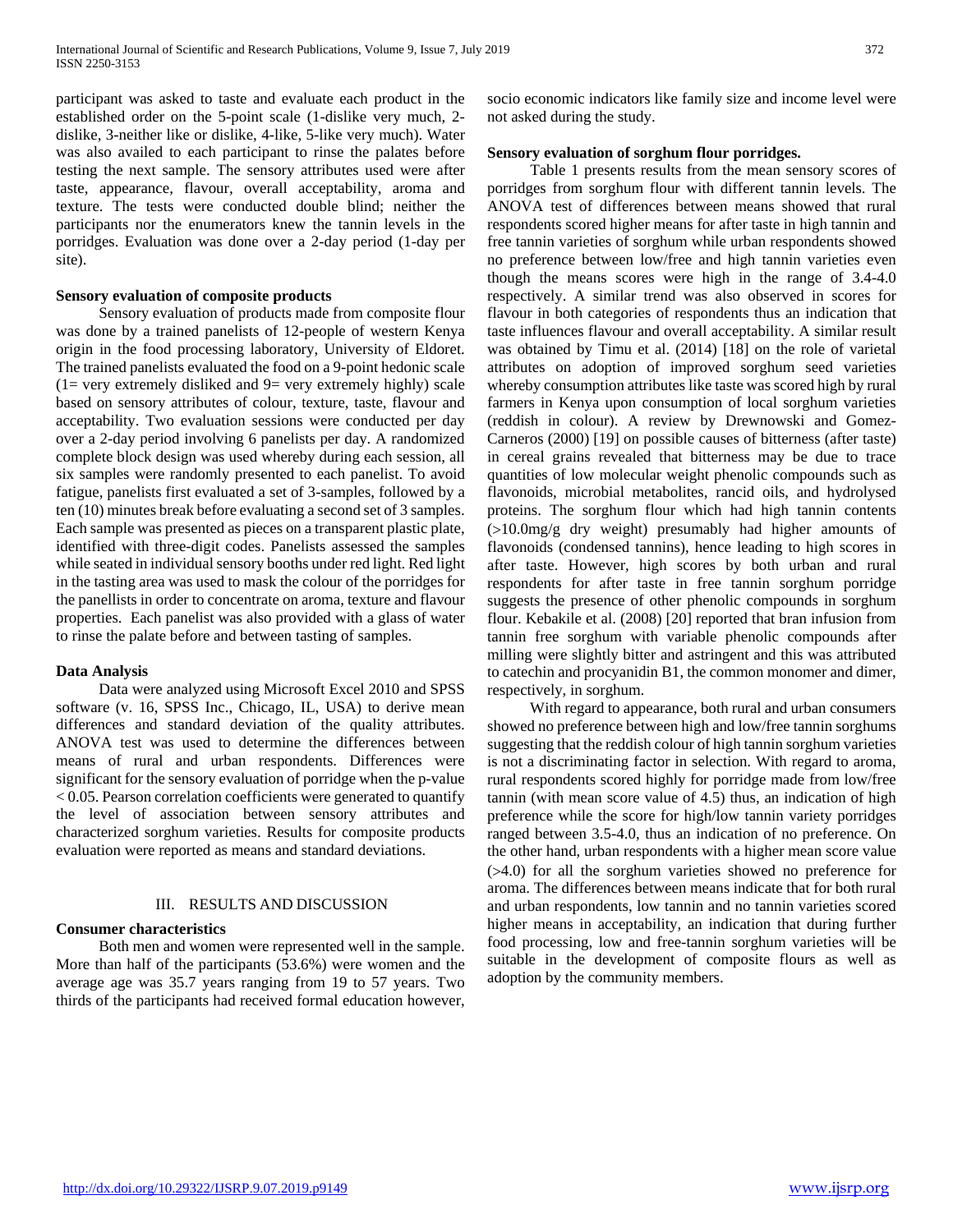participant was asked to taste and evaluate each product in the established order on the 5-point scale (1-dislike very much, 2-dislike, 3-neither like or dislike, 4-like, 5-like very much). Water was also availed to each participant to rinse the palates before testing the next sample. The sensory attributes used were after taste, appearance, flavour, overall acceptability, aroma and texture. The tests were conducted double blind; neither the participants nor the enumerators knew the tannin levels in the porridges. Evaluation was done over a 2-day period (1-day per site).

**Sensory evaluation of composite products**

Sensory evaluation of products made from composite flour was done by a trained panelists of 12-people of western Kenya origin in the food processing laboratory, University of Eldoret. The trained panelists evaluated the food on a 9-point hedonic scale (1= very extremely disliked and 9= very extremely highly) scale based on sensory attributes of colour, texture, taste, flavour and acceptability. Two evaluation sessions were conducted per day over a 2-day period involving 6 panelists per day. A randomized complete block design was used whereby during each session, all six samples were randomly presented to each panelist. To avoid fatigue, panelists first evaluated a set of 3-samples, followed by a ten (10) minutes break before evaluating a second set of 3 samples. Each sample was presented as pieces on a transparent plastic plate, identified with three-digit codes. Panelists assessed the samples while seated in individual sensory booths under red light. Red light in the tasting area was used to mask the colour of the porridges for the panellists in order to concentrate on aroma, texture and flavour properties. Each panelist was also provided with a glass of water to rinse the palate before and between tasting of samples.

**Data Analysis**

Data were analyzed using Microsoft Excel 2010 and SPSS software (v. 16, SPSS Inc., Chicago, IL, USA) to derive mean differences and standard deviation of the quality attributes. ANOVA test was used to determine the differences between means of rural and urban respondents. Differences were significant for the sensory evaluation of porridge when the p-value $< 0.05$. Pearson correlation coefficients were generated to quantify the level of association between sensory attributes and characterized sorghum varieties. Results for composite products evaluation were reported as means and standard deviations.

## III. RESULTS AND DISCUSSION

**Consumer characteristics**

Both men and women were represented well in the sample. More than half of the participants (53.6%) were women and the average age was 35.7 years ranging from 19 to 57 years. Two thirds of the participants had received formal education however, socio economic indicators like family size and income level were not asked during the study.

**Sensory evaluation of sorghum flour porridges.**

Table 1 presents results from the mean sensory scores of porridges from sorghum flour with different tannin levels. The ANOVA test of differences between means showed that rural respondents scored higher means for after taste in high tannin and free tannin varieties of sorghum while urban respondents showed no preference between low/free and high tannin varieties even though the means scores were high in the range of 3.4-4.0 respectively. A similar trend was also observed in scores for flavour in both categories of respondents thus an indication that taste influences flavour and overall acceptability. A similar result was obtained by Timu et al. (2014) [18] on the role of varietal attributes on adoption of improved sorghum seed varieties whereby consumption attributes like taste was scored high by rural farmers in Kenya upon consumption of local sorghum varieties (reddish in colour). A review by Drewnowski and Gomez-Carneros (2000) [19] on possible causes of bitterness (after taste) in cereal grains revealed that bitterness may be due to trace quantities of low molecular weight phenolic compounds such as flavonoids, microbial metabolites, rancid oils, and hydrolysed proteins. The sorghum flour which had high tannin contents (>10.0mg/g dry weight) presumably had higher amounts of flavonoids (condensed tannins), hence leading to high scores in after taste. However, high scores by both urban and rural respondents for after taste in free tannin sorghum porridge suggests the presence of other phenolic compounds in sorghum flour. Kebakile et al. (2008) [20] reported that bran infusion from tannin free sorghum with variable phenolic compounds after milling were slightly bitter and astringent and this was attributed to catechin and procyanidin B1, the common monomer and dimer, respectively, in sorghum.

With regard to appearance, both rural and urban consumers showed no preference between high and low/free tannin sorghums suggesting that the reddish colour of high tannin sorghum varieties is not a discriminating factor in selection. With regard to aroma, rural respondents scored highly for porridge made from low/free tannin (with mean score value of 4.5) thus, an indication of high preference while the score for high/low tannin variety porridges ranged between 3.5-4.0, thus an indication of no preference. On the other hand, urban respondents with a higher mean score value (>4.0) for all the sorghum varieties showed no preference for aroma. The differences between means indicate that for both rural and urban respondents, low tannin and no tannin varieties scored higher means in acceptability, an indication that during further food processing, low and free-tannin sorghum varieties will be suitable in the development of composite flours as well as adoption by the community members.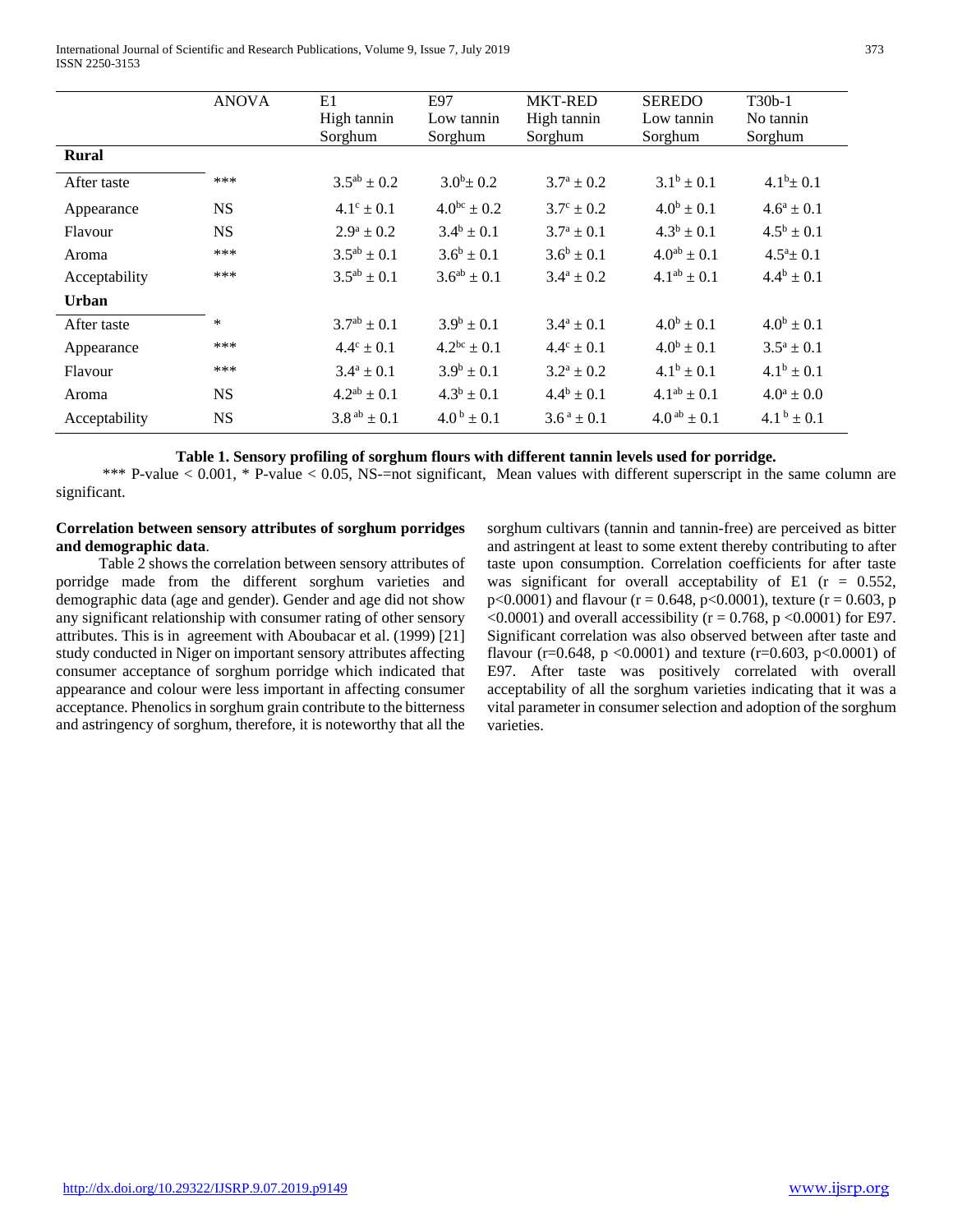| | ANOVA | E1 High tannin Sorghum | E97 Low tannin Sorghum | MKT-RED High tannin Sorghum | SEREDO Low tannin Sorghum | T30b-1 No tannin Sorghum |
|---|---|---|---|---|---|---|
| **Rural** | | | | | | |
| After taste | *** | $3.5^{ab} \pm 0.2$ | $3.0^{b} \pm 0.2$ | $3.7^{a} \pm 0.2$ | $3.1^{b} \pm 0.1$ | $4.1^{b} \pm 0.1$ |
| Appearance | NS | $4.1^{c} \pm 0.1$ | $4.0^{bc} \pm 0.2$ | $3.7^{c} \pm 0.2$ | $4.0^{b} \pm 0.1$ | $4.6^{a} \pm 0.1$ |
| Flavour | NS | $2.9^{a} \pm 0.2$ | $3.4^{b} \pm 0.1$ | $3.7^{a} \pm 0.1$ | $4.3^{b} \pm 0.1$ | $4.5^{b} \pm 0.1$ |
| Aroma | *** | $3.5^{ab} \pm 0.1$ | $3.6^{b} \pm 0.1$ | $3.6^{b} \pm 0.1$ | $4.0^{ab} \pm 0.1$ | $4.5^{a} \pm 0.1$ |
| Acceptability | *** | $3.5^{ab} \pm 0.1$ | $3.6^{ab} \pm 0.1$ | $3.4^{a} \pm 0.2$ | $4.1^{ab} \pm 0.1$ | $4.4^{b} \pm 0.1$ |
| **Urban** | | | | | | |
| After taste | * | $3.7^{ab} \pm 0.1$ | $3.9^{b} \pm 0.1$ | $3.4^{a} \pm 0.1$ | $4.0^{b} \pm 0.1$ | $4.0^{b} \pm 0.1$ |
| Appearance | *** | $4.4^{c} \pm 0.1$ | $4.2^{bc} \pm 0.1$ | $4.4^{c} \pm 0.1$ | $4.0^{b} \pm 0.1$ | $3.5^{a} \pm 0.1$ |
| Flavour | *** | $3.4^{a} \pm 0.1$ | $3.9^{b} \pm 0.1$ | $3.2^{a} \pm 0.2$ | $4.1^{b} \pm 0.1$ | $4.1^{b} \pm 0.1$ |
| Aroma | NS | $4.2^{ab} \pm 0.1$ | $4.3^{b} \pm 0.1$ | $4.4^{b} \pm 0.1$ | $4.1^{ab} \pm 0.1$ | $4.0^{a} \pm 0.0$ |
| Acceptability | NS | $3.8^{ab} \pm 0.1$ | $4.0^{b} \pm 0.1$ | $3.6^{a} \pm 0.1$ | $4.0^{ab} \pm 0.1$ | $4.1^{b} \pm 0.1$ |

**Table 1. Sensory profiling of sorghum flours with different tannin levels used for porridge.**

*** P-value < 0.001, * P-value < 0.05, NS-=not significant, Mean values with different superscript in the same column are significant.

**Correlation between sensory attributes of sorghum porridges and demographic data**.

Table 2 shows the correlation between sensory attributes of porridge made from the different sorghum varieties and demographic data (age and gender). Gender and age did not show any significant relationship with consumer rating of other sensory attributes. This is in agreement with Aboubacar et al. (1999) [21] study conducted in Niger on important sensory attributes affecting consumer acceptance of sorghum porridge which indicated that appearance and colour were less important in affecting consumer acceptance. Phenolics in sorghum grain contribute to the bitterness and astringency of sorghum, therefore, it is noteworthy that all the sorghum cultivars (tannin and tannin-free) are perceived as bitter and astringent at least to some extent thereby contributing to after taste upon consumption. Correlation coefficients for after taste was significant for overall acceptability of E1 ($r = 0.552$, $p<0.0001$) and flavour ($r = 0.648$, $p<0.0001$), texture ($r = 0.603$, $p<0.0001$) and overall accessibility ($r = 0.768$, $p<0.0001$) for E97. Significant correlation was also observed between after taste and flavour ($r=0.648$, $p<0.0001$) and texture ($r=0.603$, $p<0.0001$) of E97. After taste was positively correlated with overall acceptability of all the sorghum varieties indicating that it was a vital parameter in consumer selection and adoption of the sorghum varieties.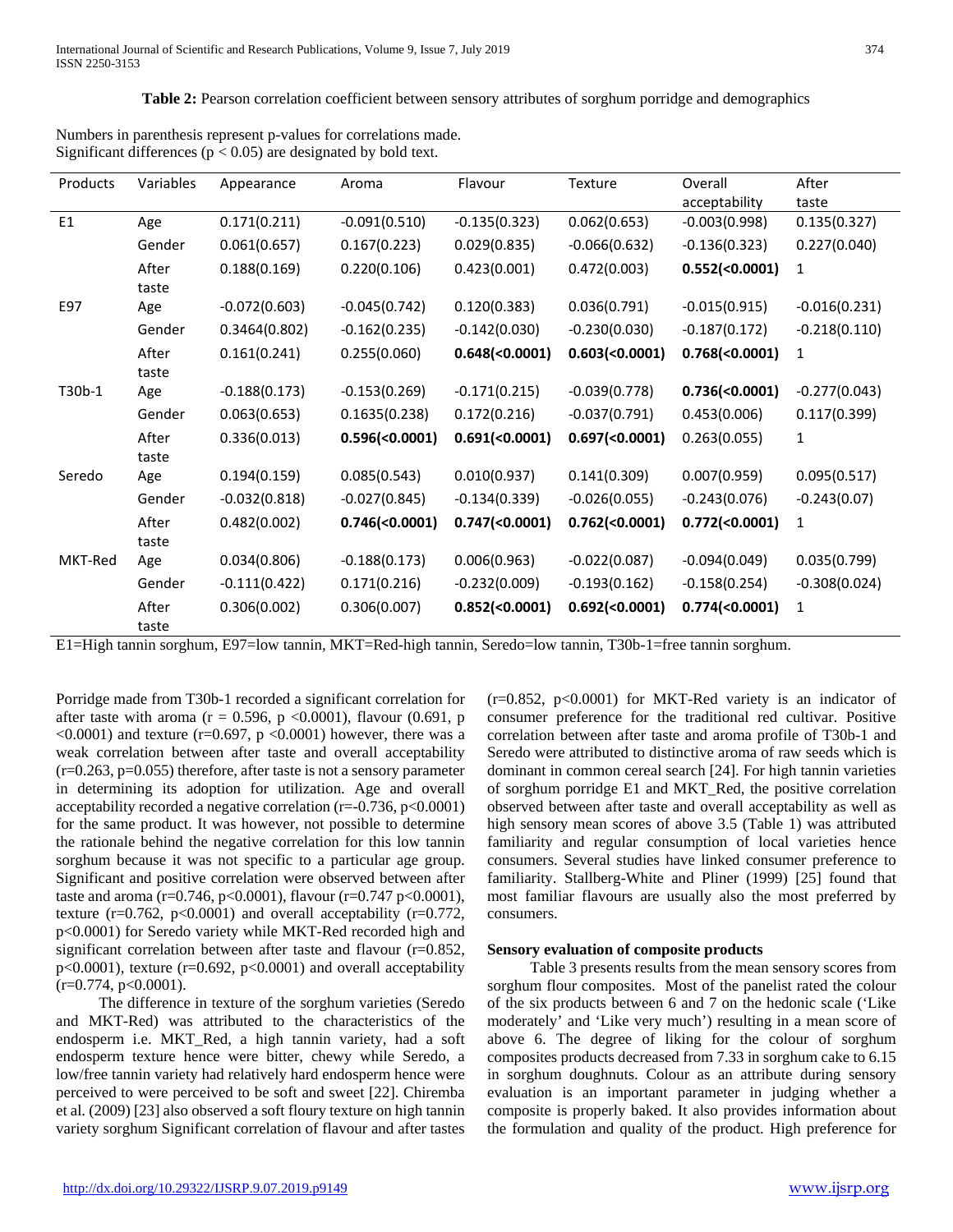**Table 2:** Pearson correlation coefficient between sensory attributes of sorghum porridge and demographics

Numbers in parenthesis represent p-values for correlations made.
Significant differences ($p < 0.05$) are designated by bold text.

| Products | Variables | Appearance | Aroma | Flavour | Texture | Overall acceptability | After taste |
|---|---|---|---|---|---|---|---|
| E1 | Age | 0.171(0.211) | -0.091(0.510) | -0.135(0.323) | 0.062(0.653) | -0.003(0.998) | 0.135(0.327) |
| | Gender | 0.061(0.657) | 0.167(0.223) | 0.029(0.835) | -0.066(0.632) | -0.136(0.323) | 0.227(0.040) |
| | After taste | 0.188(0.169) | 0.220(0.106) | 0.423(0.001) | 0.472(0.003) | **0.552(<0.0001)** | 1 |
| E97 | Age | -0.072(0.603) | -0.045(0.742) | 0.120(0.383) | 0.036(0.791) | -0.015(0.915) | -0.016(0.231) |
| | Gender | 0.3464(0.802) | -0.162(0.235) | -0.142(0.030) | -0.230(0.030) | -0.187(0.172) | -0.218(0.110) |
| | After taste | 0.161(0.241) | 0.255(0.060) | **0.648(<0.0001)** | **0.603(<0.0001)** | **0.768(<0.0001)** | 1 |
| T30b-1 | Age | -0.188(0.173) | -0.153(0.269) | -0.171(0.215) | -0.039(0.778) | **0.736(<0.0001)** | -0.277(0.043) |
| | Gender | 0.063(0.653) | 0.1635(0.238) | 0.172(0.216) | -0.037(0.791) | 0.453(0.006) | 0.117(0.399) |
| | After taste | 0.336(0.013) | **0.596(<0.0001)** | **0.691(<0.0001)** | **0.697(<0.0001)** | 0.263(0.055) | 1 |
| Seredo | Age | 0.194(0.159) | 0.085(0.543) | 0.010(0.937) | 0.141(0.309) | 0.007(0.959) | 0.095(0.517) |
| | Gender | -0.032(0.818) | -0.027(0.845) | -0.134(0.339) | -0.026(0.055) | -0.243(0.076) | -0.243(0.07) |
| | After taste | 0.482(0.002) | **0.746(<0.0001)** | **0.747(<0.0001)** | **0.762(<0.0001)** | **0.772(<0.0001)** | 1 |
| MKT-Red | Age | 0.034(0.806) | -0.188(0.173) | 0.006(0.963) | -0.022(0.087) | -0.094(0.049) | 0.035(0.799) |
| | Gender | -0.111(0.422) | 0.171(0.216) | -0.232(0.009) | -0.193(0.162) | -0.158(0.254) | -0.308(0.024) |
| | After taste | 0.306(0.002) | 0.306(0.007) | **0.852(<0.0001)** | **0.692(<0.0001)** | **0.774(<0.0001)** | 1 |

E1=High tannin sorghum, E97=low tannin, MKT=Red-high tannin, Seredo=low tannin, T30b-1=free tannin sorghum.

Porridge made from T30b-1 recorded a significant correlation for after taste with aroma ($r = 0.596$, $p < 0.0001$), flavour (0.691, $p < 0.0001$) and texture ($r=0.697$, $p < 0.0001$) however, there was a weak correlation between after taste and overall acceptability ($r=0.263$, $p=0.055$) therefore, after taste is not a sensory parameter in determining its adoption for utilization. Age and overall acceptability recorded a negative correlation ($r=-0.736$, $p<0.0001$) for the same product. It was however, not possible to determine the rationale behind the negative correlation for this low tannin sorghum because it was not specific to a particular age group. Significant and positive correlation were observed between after taste and aroma ($r=0.746$, $p<0.0001$), flavour ($r=0.747$ $p<0.0001$), texture ($r=0.762$, $p<0.0001$) and overall acceptability ($r=0.772$, $p<0.0001$) for Seredo variety while MKT-Red recorded high and significant correlation between after taste and flavour ($r=0.852$, $p<0.0001$), texture ($r=0.692$, $p<0.0001$) and overall acceptability ($r=0.774$, $p<0.0001$).

The difference in texture of the sorghum varieties (Seredo and MKT-Red) was attributed to the characteristics of the endosperm i.e. MKT_Red, a high tannin variety, had a soft endosperm texture hence were bitter, chewy while Seredo, a low/free tannin variety had relatively hard endosperm hence were perceived to were perceived to be soft and sweet [22]. Chiremba et al. (2009) [23] also observed a soft floury texture on high tannin variety sorghum Significant correlation of flavour and after tastes ($r=0.852$, $p<0.0001$) for MKT-Red variety is an indicator of consumer preference for the traditional red cultivar. Positive correlation between after taste and aroma profile of T30b-1 and Seredo were attributed to distinctive aroma of raw seeds which is dominant in common cereal search [24]. For high tannin varieties of sorghum porridge E1 and MKT_Red, the positive correlation observed between after taste and overall acceptability as well as high sensory mean scores of above 3.5 (Table 1) was attributed familiarity and regular consumption of local varieties hence consumers. Several studies have linked consumer preference to familiarity. Stallberg-White and Pliner (1999) [25] found that most familiar flavours are usually also the most preferred by consumers.

### Sensory evaluation of composite products

Table 3 presents results from the mean sensory scores from sorghum flour composites. Most of the panelist rated the colour of the six products between 6 and 7 on the hedonic scale ('Like moderately' and 'Like very much') resulting in a mean score of above 6. The degree of liking for the colour of sorghum composites products decreased from 7.33 in sorghum cake to 6.15 in sorghum doughnuts. Colour as an attribute during sensory evaluation is an important parameter in judging whether a composite is properly baked. It also provides information about the formulation and quality of the product. High preference for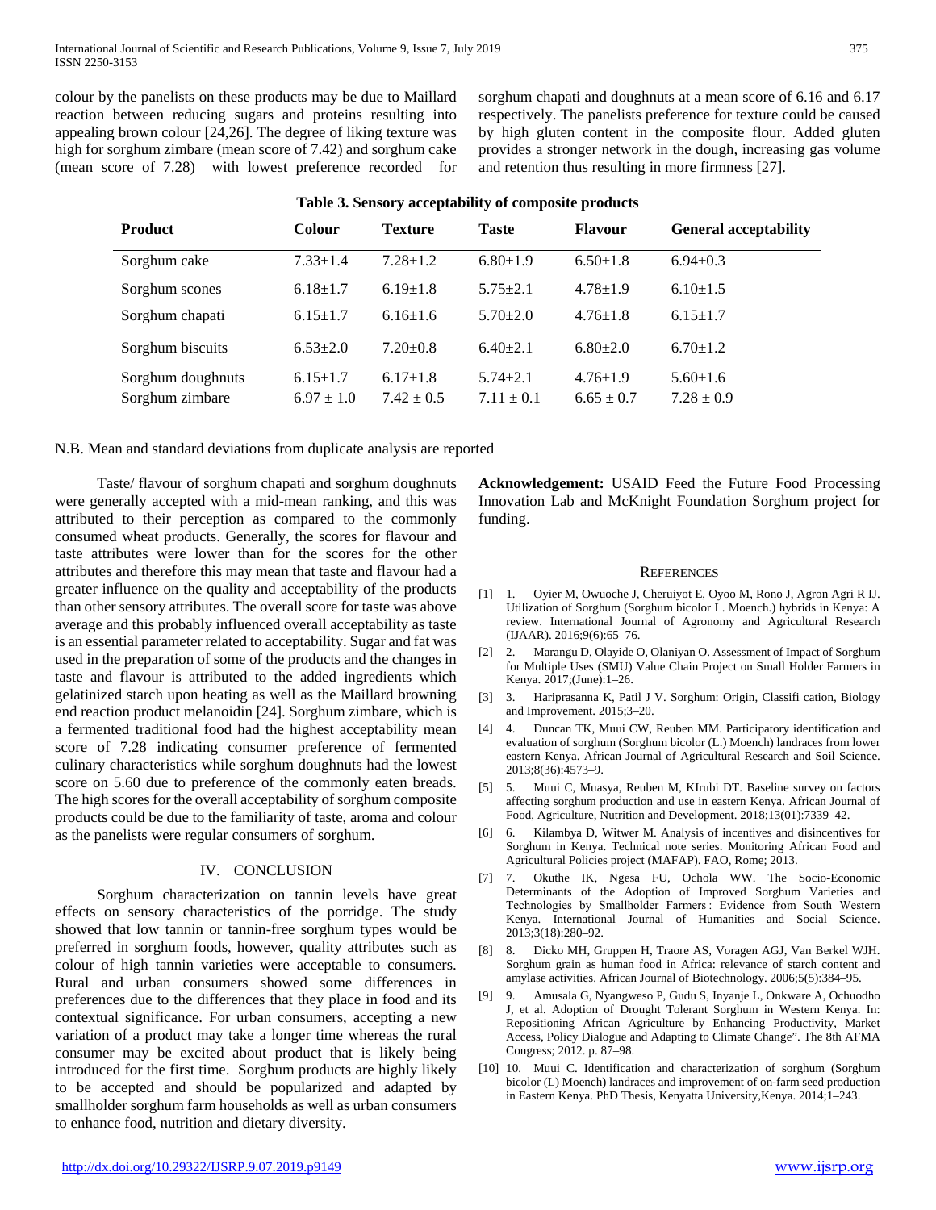colour by the panelists on these products may be due to Maillard reaction between reducing sugars and proteins resulting into appealing brown colour [24,26]. The degree of liking texture was high for sorghum zimbare (mean score of 7.42) and sorghum cake (mean score of 7.28) with lowest preference recorded for sorghum chapati and doughnuts at a mean score of 6.16 and 6.17 respectively. The panelists preference for texture could be caused by high gluten content in the composite flour. Added gluten provides a stronger network in the dough, increasing gas volume and retention thus resulting in more firmness [27].

**Table 3. Sensory acceptability of composite products**

| Product | Colour | Texture | Taste | Flavour | General acceptability |
|---|---|---|---|---|---|
| Sorghum cake | 7.33±1.4 | 7.28±1.2 | 6.80±1.9 | 6.50±1.8 | 6.94±0.3 |
| Sorghum scones | 6.18±1.7 | 6.19±1.8 | 5.75±2.1 | 4.78±1.9 | 6.10±1.5 |
| Sorghum chapati | 6.15±1.7 | 6.16±1.6 | 5.70±2.0 | 4.76±1.8 | 6.15±1.7 |
| Sorghum biscuits | 6.53±2.0 | 7.20±0.8 | 6.40±2.1 | 6.80±2.0 | 6.70±1.2 |
| Sorghum doughnuts | 6.15±1.7 | 6.17±1.8 | 5.74±2.1 | 4.76±1.9 | 5.60±1.6 |
| Sorghum zimbare | 6.97 ± 1.0 | 7.42 ± 0.5 | 7.11 ± 0.1 | 6.65 ± 0.7 | 7.28 ± 0.9 |

N.B. Mean and standard deviations from duplicate analysis are reported

Taste/ flavour of sorghum chapati and sorghum doughnuts were generally accepted with a mid-mean ranking, and this was attributed to their perception as compared to the commonly consumed wheat products. Generally, the scores for flavour and taste attributes were lower than for the scores for the other attributes and therefore this may mean that taste and flavour had a greater influence on the quality and acceptability of the products than other sensory attributes. The overall score for taste was above average and this probably influenced overall acceptability as taste is an essential parameter related to acceptability. Sugar and fat was used in the preparation of some of the products and the changes in taste and flavour is attributed to the added ingredients which gelatinized starch upon heating as well as the Maillard browning end reaction product melanoidin [24]. Sorghum zimbare, which is a fermented traditional food had the highest acceptability mean score of 7.28 indicating consumer preference of fermented culinary characteristics while sorghum doughnuts had the lowest score on 5.60 due to preference of the commonly eaten breads. The high scores for the overall acceptability of sorghum composite products could be due to the familiarity of taste, aroma and colour as the panelists were regular consumers of sorghum.

## IV. CONCLUSION

Sorghum characterization on tannin levels have great effects on sensory characteristics of the porridge. The study showed that low tannin or tannin-free sorghum types would be preferred in sorghum foods, however, quality attributes such as colour of high tannin varieties were acceptable to consumers. Rural and urban consumers showed some differences in preferences due to the differences that they place in food and its contextual significance. For urban consumers, accepting a new variation of a product may take a longer time whereas the rural consumer may be excited about product that is likely being introduced for the first time. Sorghum products are highly likely to be accepted and should be popularized and adapted by smallholder sorghum farm households as well as urban consumers to enhance food, nutrition and dietary diversity.

**Acknowledgement:** USAID Feed the Future Food Processing Innovation Lab and McKnight Foundation Sorghum project for funding.

## REFERENCES

[1] 1. Oyier M, Owuoche J, Cheruiyot E, Oyoo M, Rono J, Agron Agri R IJ. Utilization of Sorghum (Sorghum bicolor L. Moench.) hybrids in Kenya: A review. International Journal of Agronomy and Agricultural Research (IJAAR). 2016;9(6):65–76.

[2] 2. Marangu D, Olayide O, Olaniyan O. Assessment of Impact of Sorghum for Multiple Uses (SMU) Value Chain Project on Small Holder Farmers in Kenya. 2017;(June):1–26.

[3] 3. Hariprasanna K, Patil J V. Sorghum: Origin, Classifi cation, Biology and Improvement. 2015;3–20.

[4] 4. Duncan TK, Muui CW, Reuben MM. Participatory identification and evaluation of sorghum (Sorghum bicolor (L.) Moench) landraces from lower eastern Kenya. African Journal of Agricultural Research and Soil Science. 2013;8(36):4573–9.

[5] 5. Muui C, Muasya, Reuben M, KIrubi DT. Baseline survey on factors affecting sorghum production and use in eastern Kenya. African Journal of Food, Agriculture, Nutrition and Development. 2018;13(01):7339–42.

[6] 6. Kilambya D, Witwer M. Analysis of incentives and disincentives for Sorghum in Kenya. Technical note series. Monitoring African Food and Agricultural Policies project (MAFAP). FAO, Rome; 2013.

[7] 7. Okuthe IK, Ngesa FU, Ochola WW. The Socio-Economic Determinants of the Adoption of Improved Sorghum Varieties and Technologies by Smallholder Farmers : Evidence from South Western Kenya. International Journal of Humanities and Social Science. 2013;3(18):280–92.

[8] 8. Dicko MH, Gruppen H, Traore AS, Voragen AGJ, Van Berkel WJH. Sorghum grain as human food in Africa: relevance of starch content and amylase activities. African Journal of Biotechnology. 2006;5(5):384–95.

[9] 9. Amusala G, Nyangweso P, Gudu S, Inyanje L, Onkware A, Ochuodho J, et al. Adoption of Drought Tolerant Sorghum in Western Kenya. In: Repositioning African Agriculture by Enhancing Productivity, Market Access, Policy Dialogue and Adapting to Climate Change". The 8th AFMA Congress; 2012. p. 87–98.

[10] 10. Muui C. Identification and characterization of sorghum (Sorghum bicolor (L) Moench) landraces and improvement of on-farm seed production in Eastern Kenya. PhD Thesis, Kenyatta University,Kenya. 2014;1–243.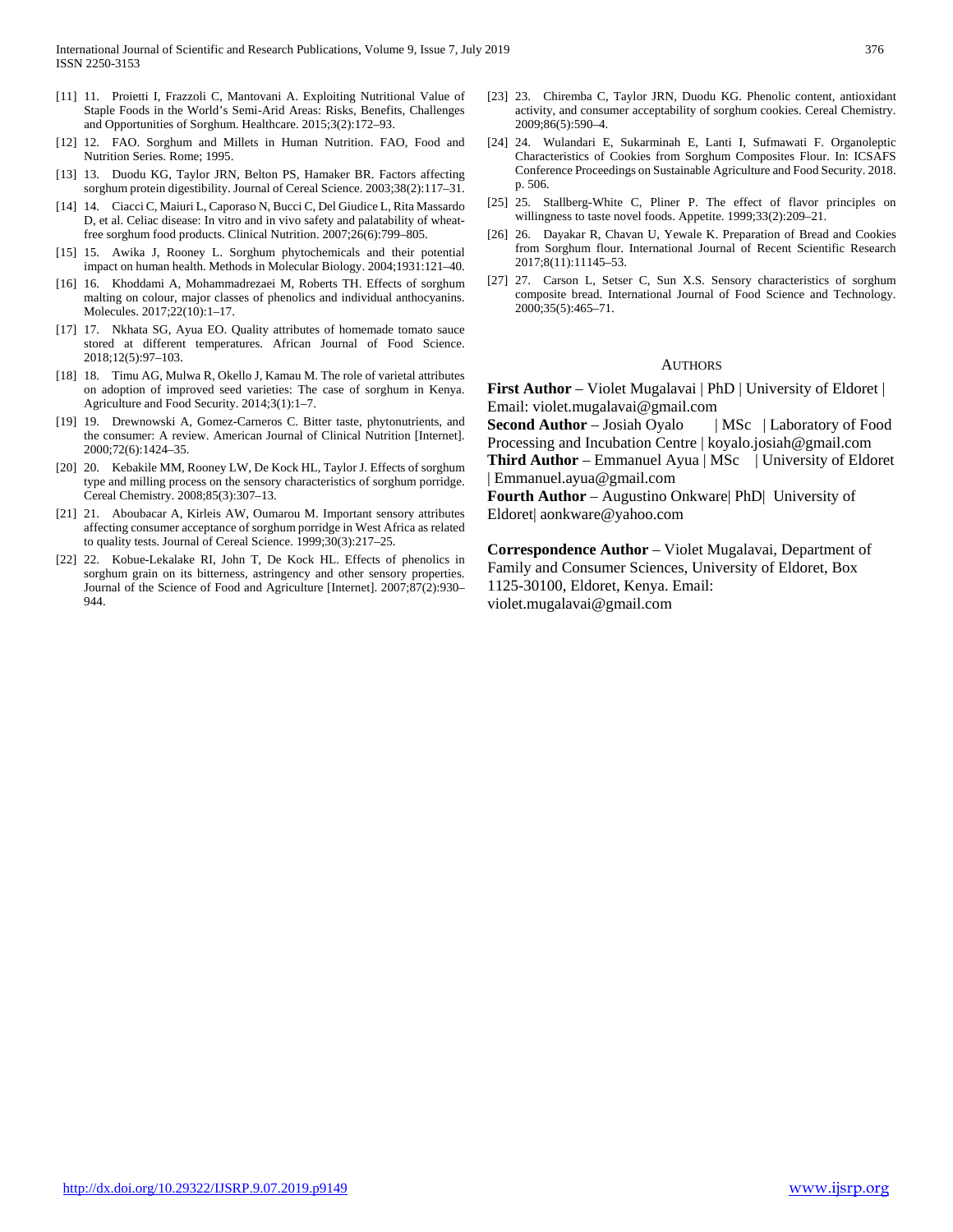[11] 11. Proietti I, Frazzoli C, Mantovani A. Exploiting Nutritional Value of Staple Foods in the World's Semi-Arid Areas: Risks, Benefits, Challenges and Opportunities of Sorghum. Healthcare. 2015;3(2):172–93.

[12] 12. FAO. Sorghum and Millets in Human Nutrition. FAO, Food and Nutrition Series. Rome; 1995.

[13] 13. Duodu KG, Taylor JRN, Belton PS, Hamaker BR. Factors affecting sorghum protein digestibility. Journal of Cereal Science. 2003;38(2):117–31.

[14] 14. Ciacci C, Maiuri L, Caporaso N, Bucci C, Del Giudice L, Rita Massardo D, et al. Celiac disease: In vitro and in vivo safety and palatability of wheat-free sorghum food products. Clinical Nutrition. 2007;26(6):799–805.

[15] 15. Awika J, Rooney L. Sorghum phytochemicals and their potential impact on human health. Methods in Molecular Biology. 2004;1931:121–40.

[16] 16. Khoddami A, Mohammadrezaei M, Roberts TH. Effects of sorghum malting on colour, major classes of phenolics and individual anthocyanins. Molecules. 2017;22(10):1–17.

[17] 17. Nkhata SG, Ayua EO. Quality attributes of homemade tomato sauce stored at different temperatures. African Journal of Food Science. 2018;12(5):97–103.

[18] 18. Timu AG, Mulwa R, Okello J, Kamau M. The role of varietal attributes on adoption of improved seed varieties: The case of sorghum in Kenya. Agriculture and Food Security. 2014;3(1):1–7.

[19] 19. Drewnowski A, Gomez-Carneros C. Bitter taste, phytonutrients, and the consumer: A review. American Journal of Clinical Nutrition [Internet]. 2000;72(6):1424–35.

[20] 20. Kebakile MM, Rooney LW, De Kock HL, Taylor J. Effects of sorghum type and milling process on the sensory characteristics of sorghum porridge. Cereal Chemistry. 2008;85(3):307–13.

[21] 21. Aboubacar A, Kirleis AW, Oumarou M. Important sensory attributes affecting consumer acceptance of sorghum porridge in West Africa as related to quality tests. Journal of Cereal Science. 1999;30(3):217–25.

[22] 22. Kobue-Lekalake RI, John T, De Kock HL. Effects of phenolics in sorghum grain on its bitterness, astringency and other sensory properties. Journal of the Science of Food and Agriculture [Internet]. 2007;87(2):930–944.

[23] 23. Chiremba C, Taylor JRN, Duodu KG. Phenolic content, antioxidant activity, and consumer acceptability of sorghum cookies. Cereal Chemistry. 2009;86(5):590–4.

[24] 24. Wulandari E, Sukarminah E, Lanti I, Sufmawati F. Organoleptic Characteristics of Cookies from Sorghum Composites Flour. In: ICSAFS Conference Proceedings on Sustainable Agriculture and Food Security. 2018. p. 506.

[25] 25. Stallberg-White C, Pliner P. The effect of flavor principles on willingness to taste novel foods. Appetite. 1999;33(2):209–21.

[26] 26. Dayakar R, Chavan U, Yewale K. Preparation of Bread and Cookies from Sorghum flour. International Journal of Recent Scientific Research 2017;8(11):11145–53.

[27] 27. Carson L, Setser C, Sun X.S. Sensory characteristics of sorghum composite bread. International Journal of Food Science and Technology. 2000;35(5):465–71.

## AUTHORS

**First Author** – Violet Mugalavai | PhD | University of Eldoret | Email: violet.mugalavai@gmail.com

**Second Author** – Josiah Oyalo | MSc | Laboratory of Food Processing and Incubation Centre | koyalo.josiah@gmail.com

**Third Author** – Emmanuel Ayua | MSc | University of Eldoret | Emmanuel.ayua@gmail.com

**Fourth Author** – Augustino Onkware| PhD| University of Eldoret| aonkware@yahoo.com

**Correspondence Author** – Violet Mugalavai, Department of Family and Consumer Sciences, University of Eldoret, Box 1125-30100, Eldoret, Kenya. Email: violet.mugalavai@gmail.com